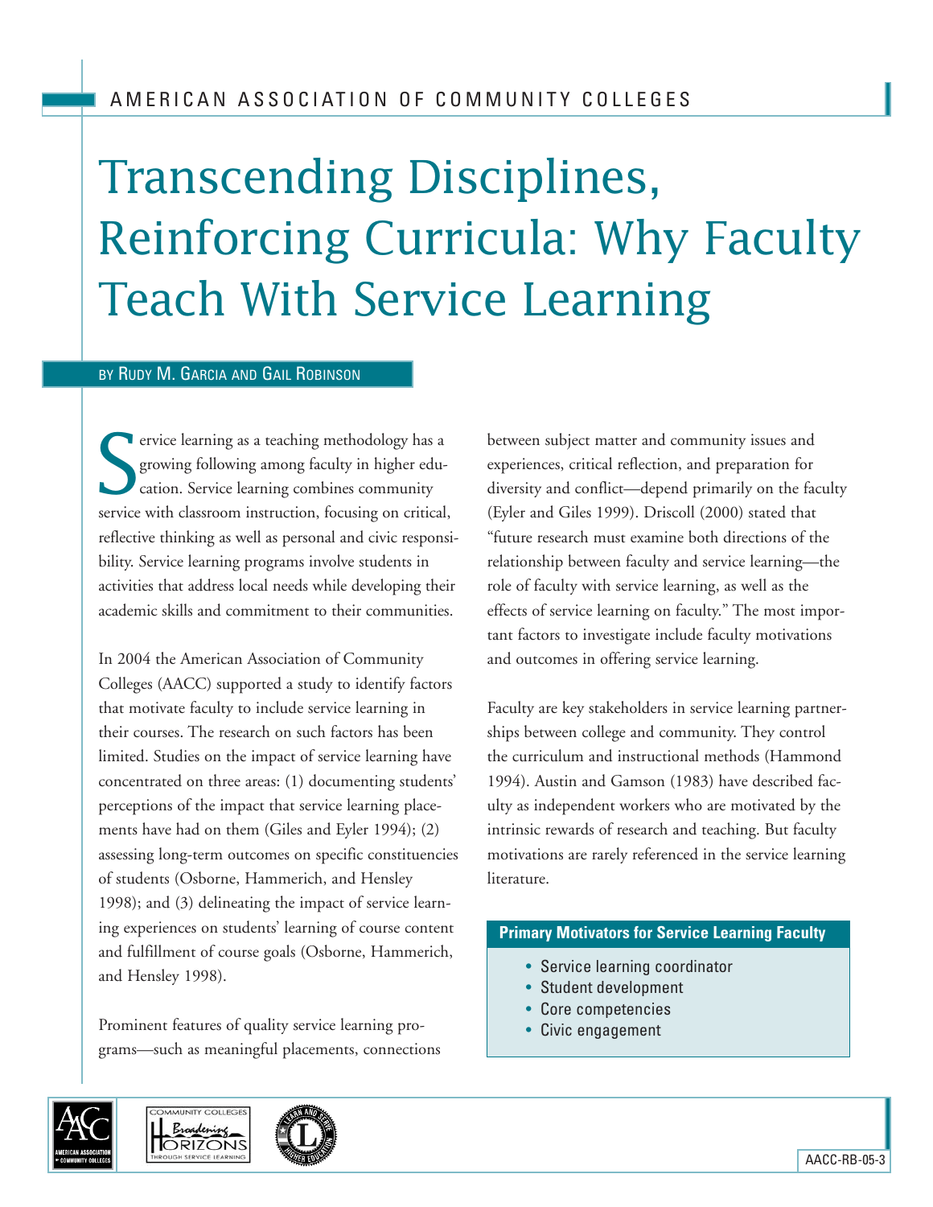AMERICAN ASSOCIATION OF COMMUNITY COLLEGES

# Transcending Disciplines, Reinforcing Curricula: Why Faculty Teach With Service Learning

BY RUDY M. GARCIA AND GAIL ROBINSON

Service learning as a teaching methodology has a growing following among faculty in higher education. Service learning combines community service with classroom instruction, focusing on critical, reflective thinking as well as personal and civic responsibility. Service learning programs involve students in activities that address local needs while developing their academic skills and commitment to their communities.

In 2004 the American Association of Community Colleges (AACC) supported a study to identify factors that motivate faculty to include service learning in their courses. The research on such factors has been limited. Studies on the impact of service learning have concentrated on three areas: (1) documenting students' perceptions of the impact that service learning placements have had on them (Giles and Eyler 1994); (2) assessing long-term outcomes on specific constituencies of students (Osborne, Hammerich, and Hensley 1998); and (3) delineating the impact of service learning experiences on students' learning of course content and fulfillment of course goals (Osborne, Hammerich, and Hensley 1998).

Prominent features of quality service learning programs—such as meaningful placements, connections between subject matter and community issues and experiences, critical reflection, and preparation for diversity and conflict—depend primarily on the faculty (Eyler and Giles 1999). Driscoll (2000) stated that "future research must examine both directions of the relationship between faculty and service learning—the role of faculty with service learning, as well as the effects of service learning on faculty." The most important factors to investigate include faculty motivations and outcomes in offering service learning.

Faculty are key stakeholders in service learning partnerships between college and community. They control the curriculum and instructional methods (Hammond 1994). Austin and Gamson (1983) have described faculty as independent workers who are motivated by the intrinsic rewards of research and teaching. But faculty motivations are rarely referenced in the service learning literature.

**Primary Motivators for Service Learning Faculty**

- Service learning coordinator
- Student development
- Core competencies
- Civic engagement

AACC-RB-05-3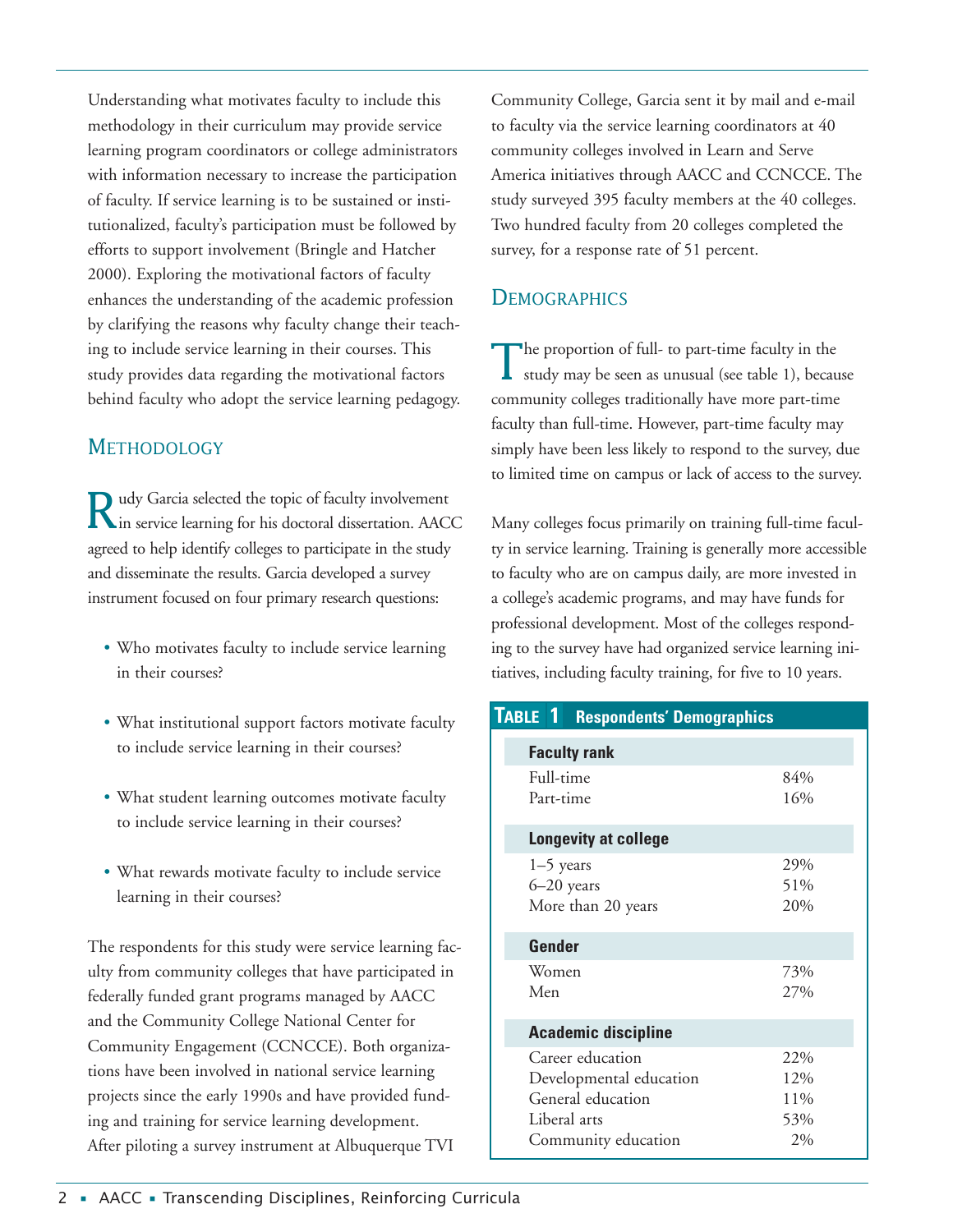Understanding what motivates faculty to include this methodology in their curriculum may provide service learning program coordinators or college administrators with information necessary to increase the participation of faculty. If service learning is to be sustained or institutionalized, faculty's participation must be followed by efforts to support involvement (Bringle and Hatcher 2000). Exploring the motivational factors of faculty enhances the understanding of the academic profession by clarifying the reasons why faculty change their teaching to include service learning in their courses. This study provides data regarding the motivational factors behind faculty who adopt the service learning pedagogy.

## Methodology

Rudy Garcia selected the topic of faculty involvement in service learning for his doctoral dissertation. AACC agreed to help identify colleges to participate in the study and disseminate the results. Garcia developed a survey instrument focused on four primary research questions:

- Who motivates faculty to include service learning in their courses?
- What institutional support factors motivate faculty to include service learning in their courses?
- What student learning outcomes motivate faculty to include service learning in their courses?
- What rewards motivate faculty to include service learning in their courses?

The respondents for this study were service learning faculty from community colleges that have participated in federally funded grant programs managed by AACC and the Community College National Center for Community Engagement (CCNCCE). Both organizations have been involved in national service learning projects since the early 1990s and have provided funding and training for service learning development. After piloting a survey instrument at Albuquerque TVI Community College, Garcia sent it by mail and e-mail to faculty via the service learning coordinators at 40 community colleges involved in Learn and Serve America initiatives through AACC and CCNCCE. The study surveyed 395 faculty members at the 40 colleges. Two hundred faculty from 20 colleges completed the survey, for a response rate of 51 percent.

## Demographics

The proportion of full- to part-time faculty in the study may be seen as unusual (see table 1), because community colleges traditionally have more part-time faculty than full-time. However, part-time faculty may simply have been less likely to respond to the survey, due to limited time on campus or lack of access to the survey.

Many colleges focus primarily on training full-time faculty in service learning. Training is generally more accessible to faculty who are on campus daily, are more invested in a college's academic programs, and may have funds for professional development. Most of the colleges responding to the survey have had organized service learning initiatives, including faculty training, for five to 10 years.

**Table 1 Respondents' Demographics**

| | |
|---|---|
| **Faculty rank** | |
| Full-time | 84% |
| Part-time | 16% |
| **Longevity at college** | |
| 1–5 years | 29% |
| 6–20 years | 51% |
| More than 20 years | 20% |
| **Gender** | |
| Women | 73% |
| Men | 27% |
| **Academic discipline** | |
| Career education | 22% |
| Developmental education | 12% |
| General education | 11% |
| Liberal arts | 53% |
| Community education | 2% |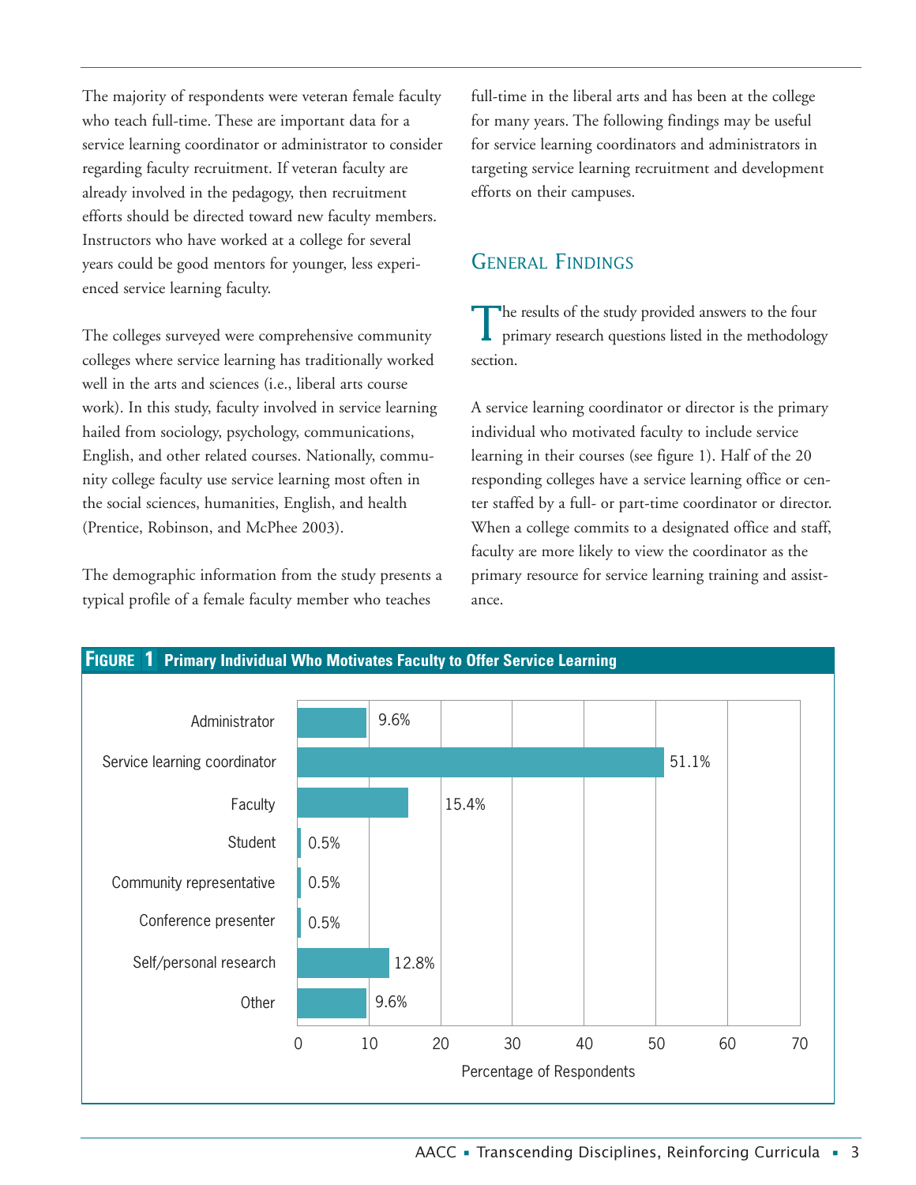The majority of respondents were veteran female faculty who teach full-time. These are important data for a service learning coordinator or administrator to consider regarding faculty recruitment. If veteran faculty are already involved in the pedagogy, then recruitment efforts should be directed toward new faculty members. Instructors who have worked at a college for several years could be good mentors for younger, less experienced service learning faculty.

The colleges surveyed were comprehensive community colleges where service learning has traditionally worked well in the arts and sciences (i.e., liberal arts course work). In this study, faculty involved in service learning hailed from sociology, psychology, communications, English, and other related courses. Nationally, community college faculty use service learning most often in the social sciences, humanities, English, and health (Prentice, Robinson, and McPhee 2003).

The demographic information from the study presents a typical profile of a female faculty member who teaches full-time in the liberal arts and has been at the college for many years. The following findings may be useful for service learning coordinators and administrators in targeting service learning recruitment and development efforts on their campuses.

## General Findings

The results of the study provided answers to the four primary research questions listed in the methodology section.

A service learning coordinator or director is the primary individual who motivated faculty to include service learning in their courses (see figure 1). Half of the 20 responding colleges have a service learning office or center staffed by a full- or part-time coordinator or director. When a college commits to a designated office and staff, faculty are more likely to view the coordinator as the primary resource for service learning training and assistance.

**Figure 1 Primary Individual Who Motivates Faculty to Offer Service Learning**

| Individual | Percentage of Respondents |
|---|---|
| Administrator | 9.6% |
| Service learning coordinator | 51.1% |
| Faculty | 15.4% |
| Student | 0.5% |
| Community representative | 0.5% |
| Conference presenter | 0.5% |
| Self/personal research | 12.8% |
| Other | 9.6% |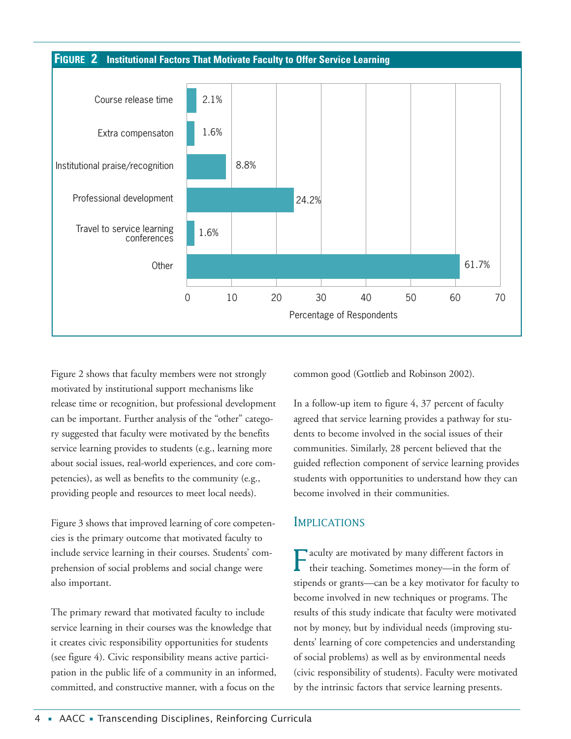**Figure 2 Institutional Factors That Motivate Faculty to Offer Service Learning**

| Factor | Percentage of Respondents |
|---|---|
| Course release time | 2.1% |
| Extra compensaton | 1.6% |
| Institutional praise/recognition | 8.8% |
| Professional development | 24.2% |
| Travel to service learning conferences | 1.6% |
| Other | 61.7% |

Figure 2 shows that faculty members were not strongly motivated by institutional support mechanisms like release time or recognition, but professional development can be important. Further analysis of the "other" category suggested that faculty were motivated by the benefits service learning provides to students (e.g., learning more about social issues, real-world experiences, and core competencies), as well as benefits to the community (e.g., providing people and resources to meet local needs).

Figure 3 shows that improved learning of core competencies is the primary outcome that motivated faculty to include service learning in their courses. Students' comprehension of social problems and social change were also important.

The primary reward that motivated faculty to include service learning in their courses was the knowledge that it creates civic responsibility opportunities for students (see figure 4). Civic responsibility means active participation in the public life of a community in an informed, committed, and constructive manner, with a focus on the common good (Gottlieb and Robinson 2002).

In a follow-up item to figure 4, 37 percent of faculty agreed that service learning provides a pathway for students to become involved in the social issues of their communities. Similarly, 28 percent believed that the guided reflection component of service learning provides students with opportunities to understand how they can become involved in their communities.

## Implications

Faculty are motivated by many different factors in their teaching. Sometimes money—in the form of stipends or grants—can be a key motivator for faculty to become involved in new techniques or programs. The results of this study indicate that faculty were motivated not by money, but by individual needs (improving students' learning of core competencies and understanding of social problems) as well as by environmental needs (civic responsibility of students). Faculty were motivated by the intrinsic factors that service learning presents.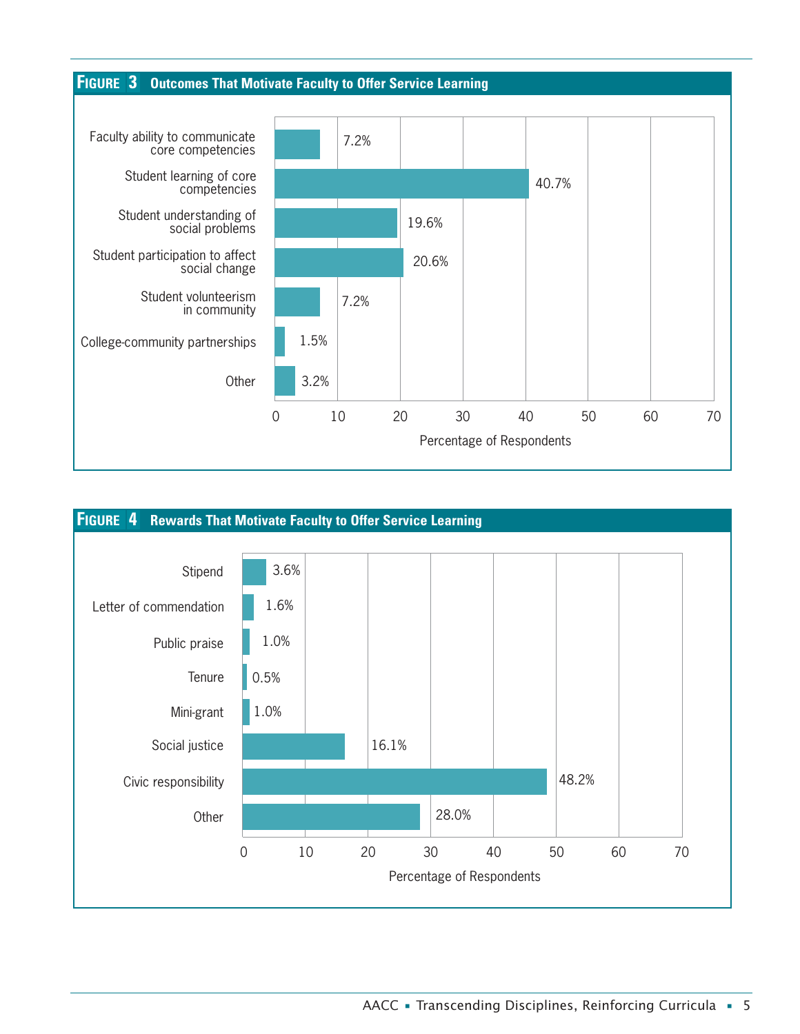**FIGURE 3 Outcomes That Motivate Faculty to Offer Service Learning**

| Outcome | Percentage of Respondents |
|---|---|
| Faculty ability to communicate core competencies | 7.2% |
| Student learning of core competencies | 40.7% |
| Student understanding of social problems | 19.6% |
| Student participation to affect social change | 20.6% |
| Student volunteerism in community | 7.2% |
| College-community partnerships | 1.5% |
| Other | 3.2% |

**FIGURE 4 Rewards That Motivate Faculty to Offer Service Learning**

| Reward | Percentage of Respondents |
|---|---|
| Stipend | 3.6% |
| Letter of commendation | 1.6% |
| Public praise | 1.0% |
| Tenure | 0.5% |
| Mini-grant | 1.0% |
| Social justice | 16.1% |
| Civic responsibility | 48.2% |
| Other | 28.0% |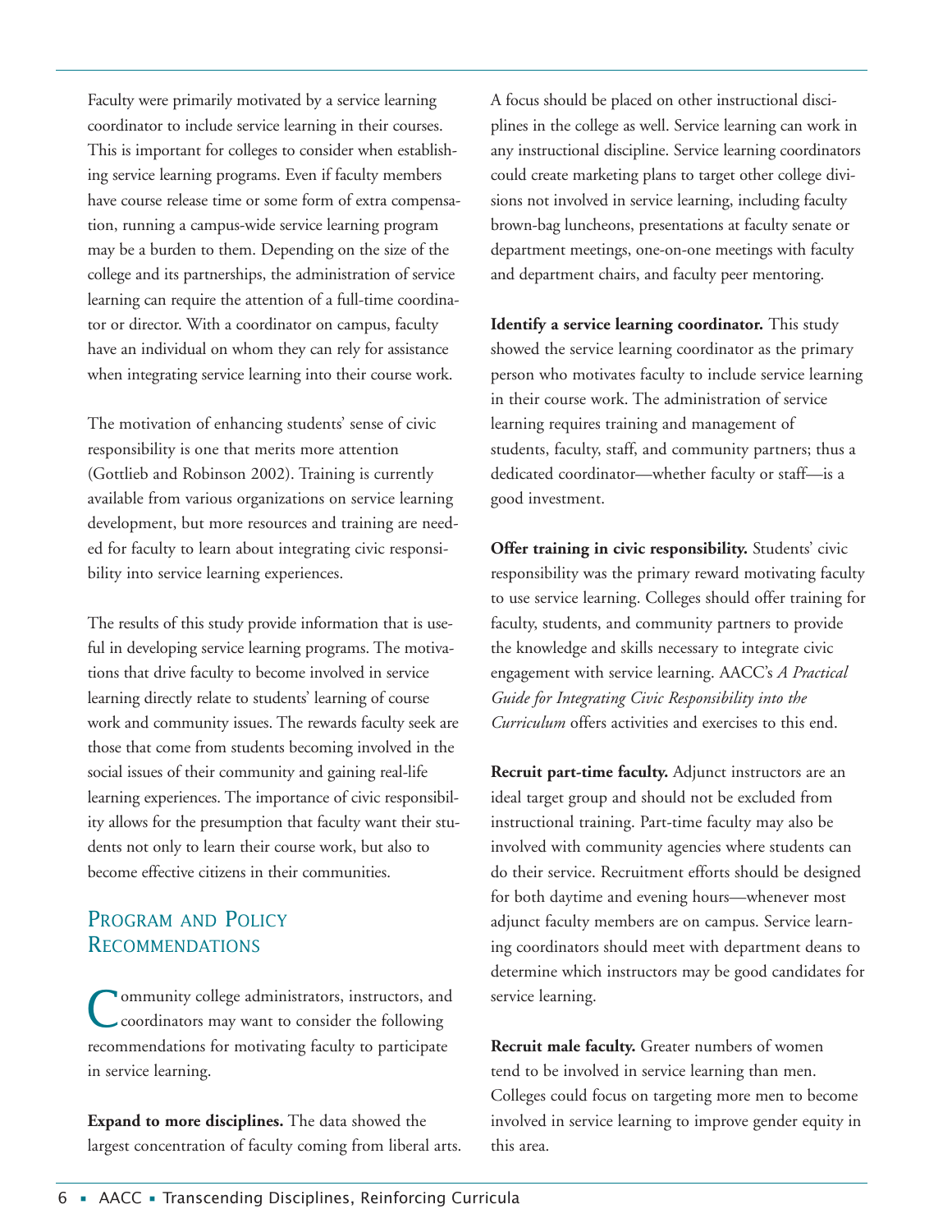Faculty were primarily motivated by a service learning coordinator to include service learning in their courses. This is important for colleges to consider when establishing service learning programs. Even if faculty members have course release time or some form of extra compensation, running a campus-wide service learning program may be a burden to them. Depending on the size of the college and its partnerships, the administration of service learning can require the attention of a full-time coordinator or director. With a coordinator on campus, faculty have an individual on whom they can rely for assistance when integrating service learning into their course work.

The motivation of enhancing students' sense of civic responsibility is one that merits more attention (Gottlieb and Robinson 2002). Training is currently available from various organizations on service learning development, but more resources and training are needed for faculty to learn about integrating civic responsibility into service learning experiences.

The results of this study provide information that is useful in developing service learning programs. The motivations that drive faculty to become involved in service learning directly relate to students' learning of course work and community issues. The rewards faculty seek are those that come from students becoming involved in the social issues of their community and gaining real-life learning experiences. The importance of civic responsibility allows for the presumption that faculty want their students not only to learn their course work, but also to become effective citizens in their communities.

## Program and Policy Recommendations

Community college administrators, instructors, and coordinators may want to consider the following recommendations for motivating faculty to participate in service learning.

**Expand to more disciplines.** The data showed the largest concentration of faculty coming from liberal arts. A focus should be placed on other instructional disciplines in the college as well. Service learning can work in any instructional discipline. Service learning coordinators could create marketing plans to target other college divisions not involved in service learning, including faculty brown-bag luncheons, presentations at faculty senate or department meetings, one-on-one meetings with faculty and department chairs, and faculty peer mentoring.

**Identify a service learning coordinator.** This study showed the service learning coordinator as the primary person who motivates faculty to include service learning in their course work. The administration of service learning requires training and management of students, faculty, staff, and community partners; thus a dedicated coordinator—whether faculty or staff—is a good investment.

**Offer training in civic responsibility.** Students' civic responsibility was the primary reward motivating faculty to use service learning. Colleges should offer training for faculty, students, and community partners to provide the knowledge and skills necessary to integrate civic engagement with service learning. AACC's *A Practical Guide for Integrating Civic Responsibility into the Curriculum* offers activities and exercises to this end.

**Recruit part-time faculty.** Adjunct instructors are an ideal target group and should not be excluded from instructional training. Part-time faculty may also be involved with community agencies where students can do their service. Recruitment efforts should be designed for both daytime and evening hours—whenever most adjunct faculty members are on campus. Service learning coordinators should meet with department deans to determine which instructors may be good candidates for service learning.

**Recruit male faculty.** Greater numbers of women tend to be involved in service learning than men. Colleges could focus on targeting more men to become involved in service learning to improve gender equity in this area.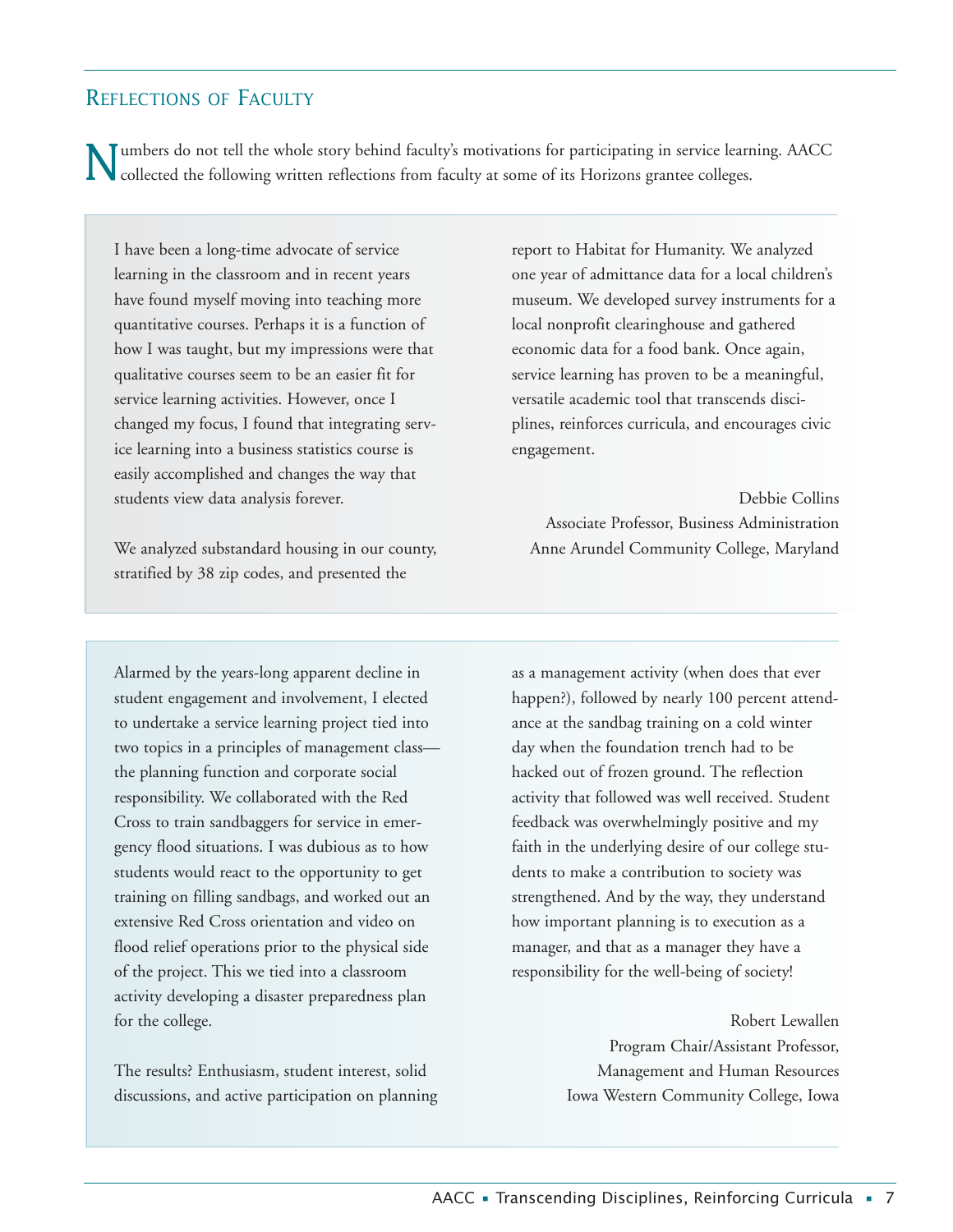## Reflections of Faculty

Numbers do not tell the whole story behind faculty's motivations for participating in service learning. AACC collected the following written reflections from faculty at some of its Horizons grantee colleges.

I have been a long-time advocate of service learning in the classroom and in recent years have found myself moving into teaching more quantitative courses. Perhaps it is a function of how I was taught, but my impressions were that qualitative courses seem to be an easier fit for service learning activities. However, once I changed my focus, I found that integrating service learning into a business statistics course is easily accomplished and changes the way that students view data analysis forever.

We analyzed substandard housing in our county, stratified by 38 zip codes, and presented the report to Habitat for Humanity. We analyzed one year of admittance data for a local children's museum. We developed survey instruments for a local nonprofit clearinghouse and gathered economic data for a food bank. Once again, service learning has proven to be a meaningful, versatile academic tool that transcends disciplines, reinforces curricula, and encourages civic engagement.

Debbie Collins
Associate Professor, Business Administration
Anne Arundel Community College, Maryland

Alarmed by the years-long apparent decline in student engagement and involvement, I elected to undertake a service learning project tied into two topics in a principles of management class—the planning function and corporate social responsibility. We collaborated with the Red Cross to train sandbaggers for service in emergency flood situations. I was dubious as to how students would react to the opportunity to get training on filling sandbags, and worked out an extensive Red Cross orientation and video on flood relief operations prior to the physical side of the project. This we tied into a classroom activity developing a disaster preparedness plan for the college.

The results? Enthusiasm, student interest, solid discussions, and active participation on planning as a management activity (when does that ever happen?), followed by nearly 100 percent attendance at the sandbag training on a cold winter day when the foundation trench had to be hacked out of frozen ground. The reflection activity that followed was well received. Student feedback was overwhelmingly positive and my faith in the underlying desire of our college students to make a contribution to society was strengthened. And by the way, they understand how important planning is to execution as a manager, and that as a manager they have a responsibility for the well-being of society!

Robert Lewallen
Program Chair/Assistant Professor,
Management and Human Resources
Iowa Western Community College, Iowa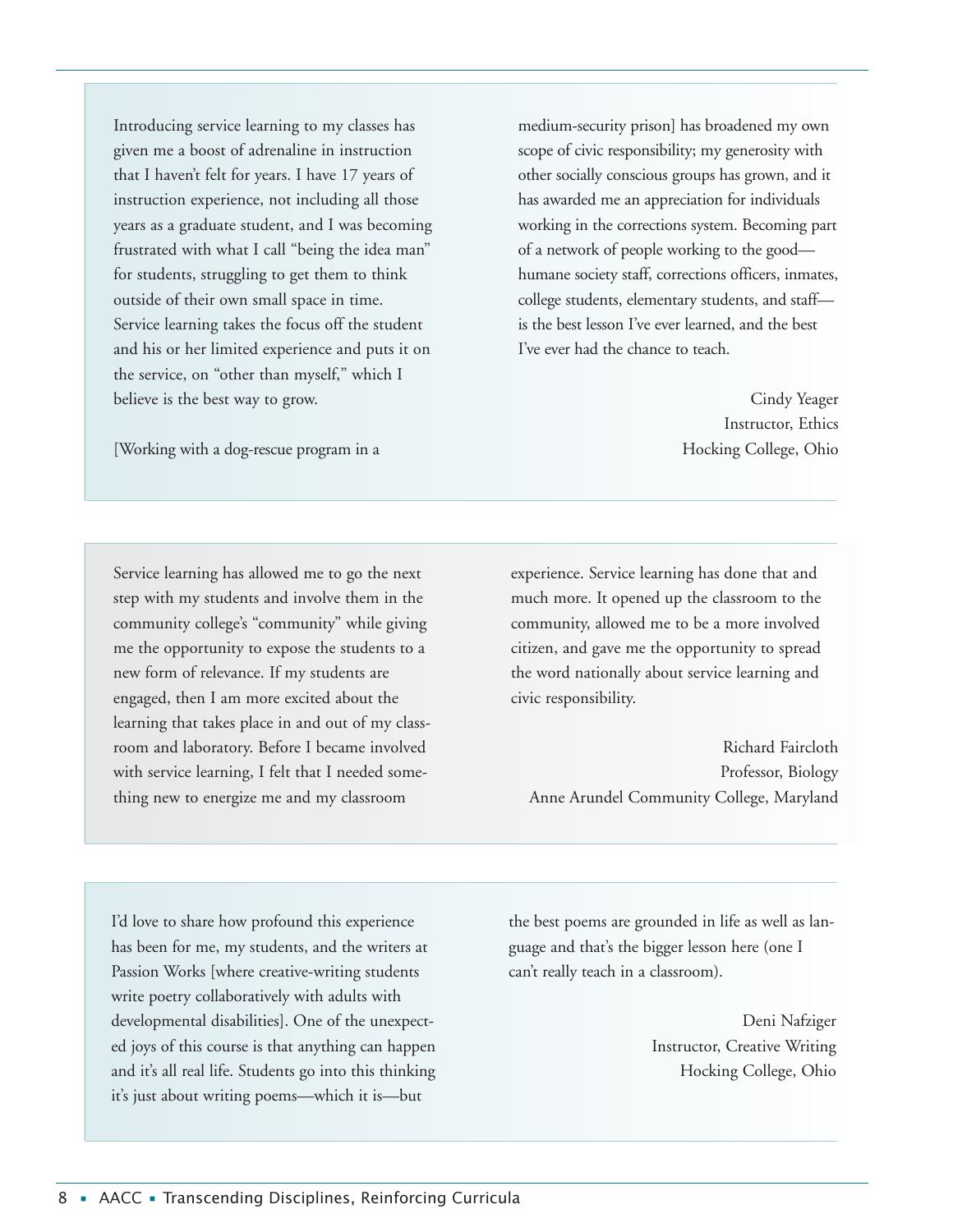Introducing service learning to my classes has given me a boost of adrenaline in instruction that I haven't felt for years. I have 17 years of instruction experience, not including all those years as a graduate student, and I was becoming frustrated with what I call "being the idea man" for students, struggling to get them to think outside of their own small space in time. Service learning takes the focus off the student and his or her limited experience and puts it on the service, on "other than myself," which I believe is the best way to grow.

[Working with a dog-rescue program in a medium-security prison] has broadened my own scope of civic responsibility; my generosity with other socially conscious groups has grown, and it has awarded me an appreciation for individuals working in the corrections system. Becoming part of a network of people working to the good—humane society staff, corrections officers, inmates, college students, elementary students, and staff—is the best lesson I've ever learned, and the best I've ever had the chance to teach.

Cindy Yeager
Instructor, Ethics
Hocking College, Ohio

---

Service learning has allowed me to go the next step with my students and involve them in the community college's "community" while giving me the opportunity to expose the students to a new form of relevance. If my students are engaged, then I am more excited about the learning that takes place in and out of my classroom and laboratory. Before I became involved with service learning, I felt that I needed something new to energize me and my classroom experience. Service learning has done that and much more. It opened up the classroom to the community, allowed me to be a more involved citizen, and gave me the opportunity to spread the word nationally about service learning and civic responsibility.

Richard Faircloth
Professor, Biology
Anne Arundel Community College, Maryland

---

I'd love to share how profound this experience has been for me, my students, and the writers at Passion Works [where creative-writing students write poetry collaboratively with adults with developmental disabilities]. One of the unexpected joys of this course is that anything can happen and it's all real life. Students go into this thinking it's just about writing poems—which it is—but the best poems are grounded in life as well as language and that's the bigger lesson here (one I can't really teach in a classroom).

Deni Nafziger
Instructor, Creative Writing
Hocking College, Ohio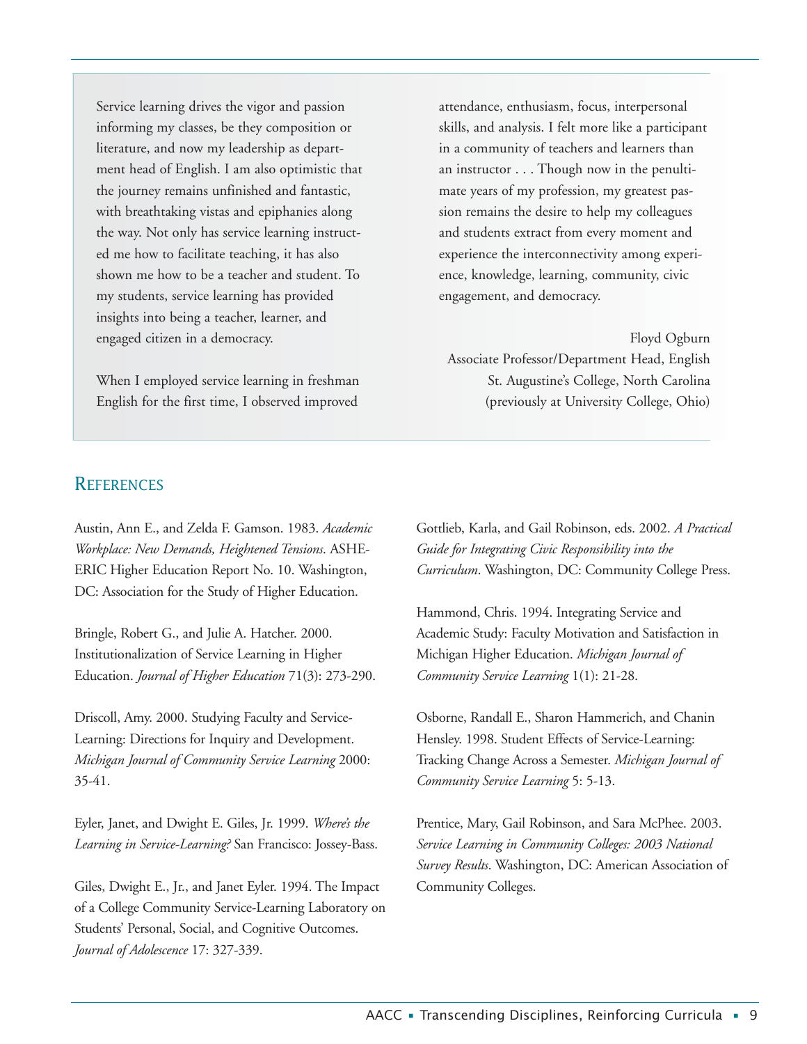Service learning drives the vigor and passion informing my classes, be they composition or literature, and now my leadership as department head of English. I am also optimistic that the journey remains unfinished and fantastic, with breathtaking vistas and epiphanies along the way. Not only has service learning instructed me how to facilitate teaching, it has also shown me how to be a teacher and student. To my students, service learning has provided insights into being a teacher, learner, and engaged citizen in a democracy.

When I employed service learning in freshman English for the first time, I observed improved attendance, enthusiasm, focus, interpersonal skills, and analysis. I felt more like a participant in a community of teachers and learners than an instructor . . . Though now in the penultimate years of my profession, my greatest passion remains the desire to help my colleagues and students extract from every moment and experience the interconnectivity among experience, knowledge, learning, community, civic engagement, and democracy.

Floyd Ogburn
Associate Professor/Department Head, English
St. Augustine's College, North Carolina
(previously at University College, Ohio)

## References

Austin, Ann E., and Zelda F. Gamson. 1983. *Academic Workplace: New Demands, Heightened Tensions*. ASHE-ERIC Higher Education Report No. 10. Washington, DC: Association for the Study of Higher Education.

Bringle, Robert G., and Julie A. Hatcher. 2000. Institutionalization of Service Learning in Higher Education. *Journal of Higher Education* 71(3): 273-290.

Driscoll, Amy. 2000. Studying Faculty and Service-Learning: Directions for Inquiry and Development. *Michigan Journal of Community Service Learning* 2000: 35-41.

Eyler, Janet, and Dwight E. Giles, Jr. 1999. *Where's the Learning in Service-Learning?* San Francisco: Jossey-Bass.

Giles, Dwight E., Jr., and Janet Eyler. 1994. The Impact of a College Community Service-Learning Laboratory on Students' Personal, Social, and Cognitive Outcomes. *Journal of Adolescence* 17: 327-339.

Gottlieb, Karla, and Gail Robinson, eds. 2002. *A Practical Guide for Integrating Civic Responsibility into the Curriculum*. Washington, DC: Community College Press.

Hammond, Chris. 1994. Integrating Service and Academic Study: Faculty Motivation and Satisfaction in Michigan Higher Education. *Michigan Journal of Community Service Learning* 1(1): 21-28.

Osborne, Randall E., Sharon Hammerich, and Chanin Hensley. 1998. Student Effects of Service-Learning: Tracking Change Across a Semester. *Michigan Journal of Community Service Learning* 5: 5-13.

Prentice, Mary, Gail Robinson, and Sara McPhee. 2003. *Service Learning in Community Colleges: 2003 National Survey Results*. Washington, DC: American Association of Community Colleges.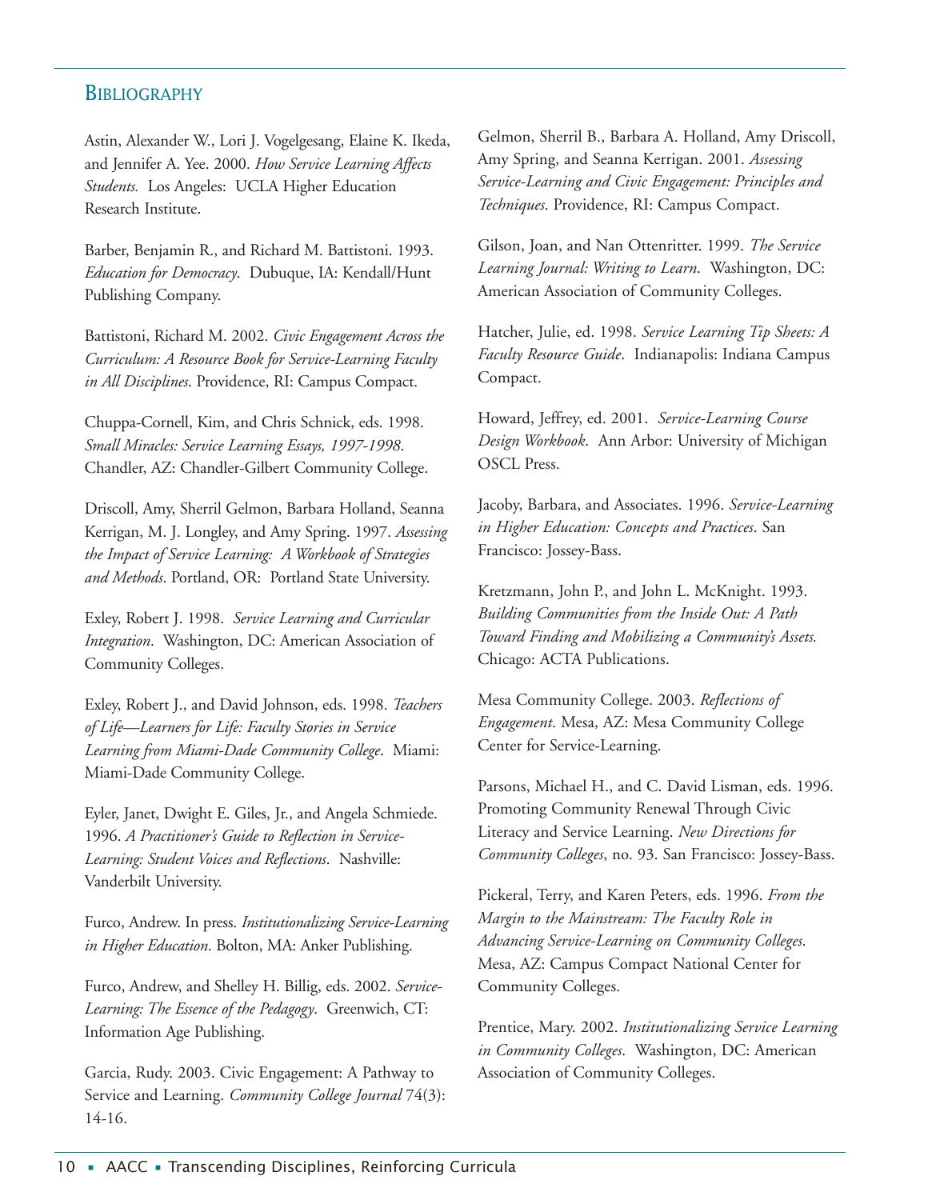## Bibliography

Astin, Alexander W., Lori J. Vogelgesang, Elaine K. Ikeda, and Jennifer A. Yee. 2000. *How Service Learning Affects Students.* Los Angeles: UCLA Higher Education Research Institute.

Barber, Benjamin R., and Richard M. Battistoni. 1993. *Education for Democracy*. Dubuque, IA: Kendall/Hunt Publishing Company.

Battistoni, Richard M. 2002. *Civic Engagement Across the Curriculum: A Resource Book for Service-Learning Faculty in All Disciplines*. Providence, RI: Campus Compact.

Chuppa-Cornell, Kim, and Chris Schnick, eds. 1998. *Small Miracles: Service Learning Essays, 1997-1998.* Chandler, AZ: Chandler-Gilbert Community College.

Driscoll, Amy, Sherril Gelmon, Barbara Holland, Seanna Kerrigan, M. J. Longley, and Amy Spring. 1997. *Assessing the Impact of Service Learning: A Workbook of Strategies and Methods*. Portland, OR: Portland State University.

Exley, Robert J. 1998. *Service Learning and Curricular Integration*. Washington, DC: American Association of Community Colleges.

Exley, Robert J., and David Johnson, eds. 1998. *Teachers of Life—Learners for Life: Faculty Stories in Service Learning from Miami-Dade Community College*. Miami: Miami-Dade Community College.

Eyler, Janet, Dwight E. Giles, Jr., and Angela Schmiede. 1996. *A Practitioner's Guide to Reflection in Service-Learning: Student Voices and Reflections*. Nashville: Vanderbilt University.

Furco, Andrew. In press. *Institutionalizing Service-Learning in Higher Education*. Bolton, MA: Anker Publishing.

Furco, Andrew, and Shelley H. Billig, eds. 2002. *Service-Learning: The Essence of the Pedagogy*. Greenwich, CT: Information Age Publishing.

Garcia, Rudy. 2003. Civic Engagement: A Pathway to Service and Learning. *Community College Journal* 74(3): 14-16.

Gelmon, Sherril B., Barbara A. Holland, Amy Driscoll, Amy Spring, and Seanna Kerrigan. 2001. *Assessing Service-Learning and Civic Engagement: Principles and Techniques*. Providence, RI: Campus Compact.

Gilson, Joan, and Nan Ottenritter. 1999. *The Service Learning Journal: Writing to Learn*. Washington, DC: American Association of Community Colleges.

Hatcher, Julie, ed. 1998. *Service Learning Tip Sheets: A Faculty Resource Guide*. Indianapolis: Indiana Campus Compact.

Howard, Jeffrey, ed. 2001. *Service-Learning Course Design Workbook*. Ann Arbor: University of Michigan OSCL Press.

Jacoby, Barbara, and Associates. 1996. *Service-Learning in Higher Education: Concepts and Practices*. San Francisco: Jossey-Bass.

Kretzmann, John P., and John L. McKnight. 1993. *Building Communities from the Inside Out: A Path Toward Finding and Mobilizing a Community's Assets.* Chicago: ACTA Publications.

Mesa Community College. 2003. *Reflections of Engagement*. Mesa, AZ: Mesa Community College Center for Service-Learning.

Parsons, Michael H., and C. David Lisman, eds. 1996. Promoting Community Renewal Through Civic Literacy and Service Learning. *New Directions for Community Colleges*, no. 93. San Francisco: Jossey-Bass.

Pickeral, Terry, and Karen Peters, eds. 1996. *From the Margin to the Mainstream: The Faculty Role in Advancing Service-Learning on Community Colleges*. Mesa, AZ: Campus Compact National Center for Community Colleges.

Prentice, Mary. 2002. *Institutionalizing Service Learning in Community Colleges*. Washington, DC: American Association of Community Colleges.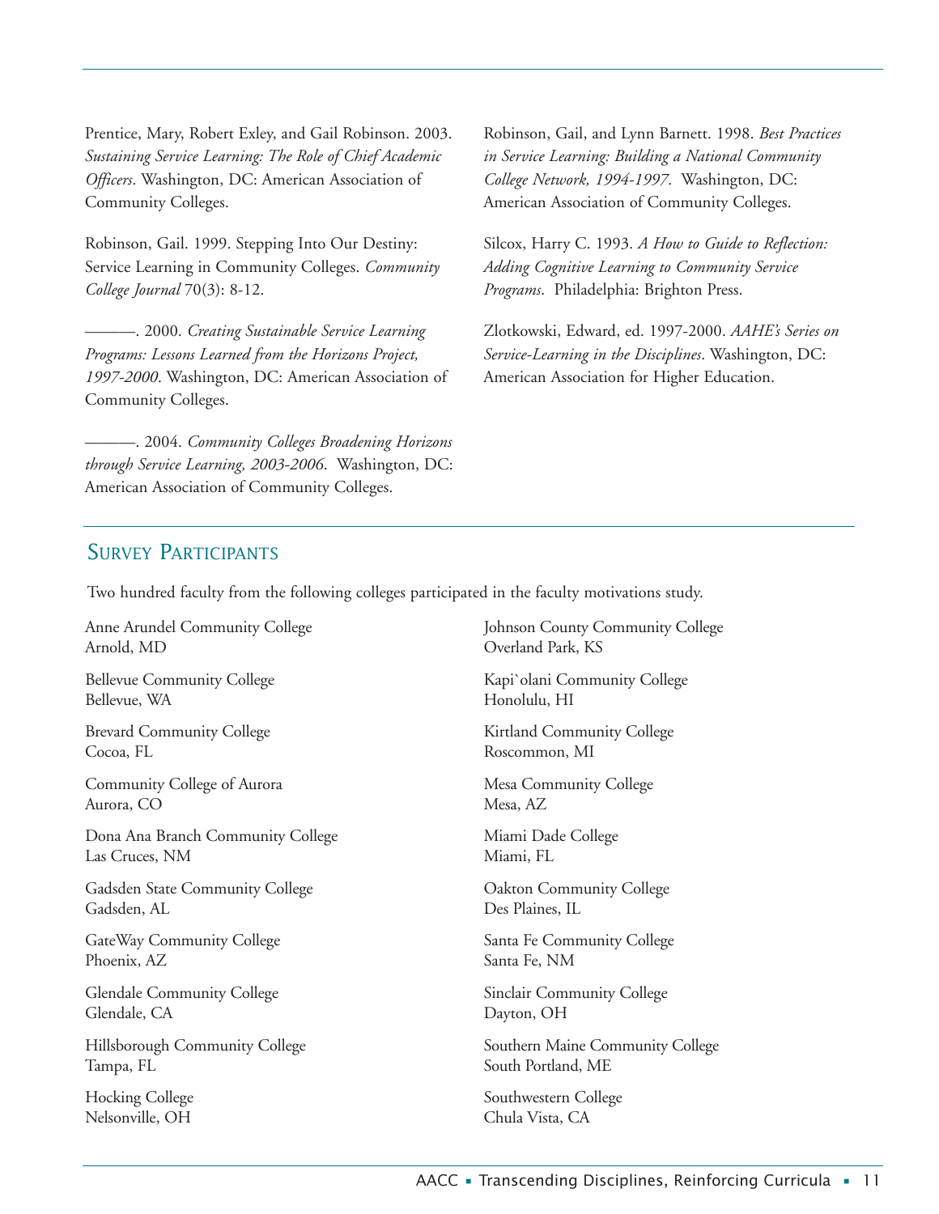Prentice, Mary, Robert Exley, and Gail Robinson. 2003. *Sustaining Service Learning: The Role of Chief Academic Officers*. Washington, DC: American Association of Community Colleges.

Robinson, Gail. 1999. Stepping Into Our Destiny: Service Learning in Community Colleges. *Community College Journal* 70(3): 8-12.

———. 2000. *Creating Sustainable Service Learning Programs: Lessons Learned from the Horizons Project, 1997-2000*. Washington, DC: American Association of Community Colleges.

———. 2004. *Community Colleges Broadening Horizons through Service Learning, 2003-2006*. Washington, DC: American Association of Community Colleges.

Robinson, Gail, and Lynn Barnett. 1998. *Best Practices in Service Learning: Building a National Community College Network, 1994-1997*. Washington, DC: American Association of Community Colleges.

Silcox, Harry C. 1993. *A How to Guide to Reflection: Adding Cognitive Learning to Community Service Programs*. Philadelphia: Brighton Press.

Zlotkowski, Edward, ed. 1997-2000. *AAHE's Series on Service-Learning in the Disciplines*. Washington, DC: American Association for Higher Education.

## Survey Participants

Two hundred faculty from the following colleges participated in the faculty motivations study.

Anne Arundel Community College
Arnold, MD

Bellevue Community College
Bellevue, WA

Brevard Community College
Cocoa, FL

Community College of Aurora
Aurora, CO

Dona Ana Branch Community College
Las Cruces, NM

Gadsden State Community College
Gadsden, AL

GateWay Community College
Phoenix, AZ

Glendale Community College
Glendale, CA

Hillsborough Community College
Tampa, FL

Hocking College
Nelsonville, OH

Johnson County Community College
Overland Park, KS

Kapi`olani Community College
Honolulu, HI

Kirtland Community College
Roscommon, MI

Mesa Community College
Mesa, AZ

Miami Dade College
Miami, FL

Oakton Community College
Des Plaines, IL

Santa Fe Community College
Santa Fe, NM

Sinclair Community College
Dayton, OH

Southern Maine Community College
South Portland, ME

Southwestern College
Chula Vista, CA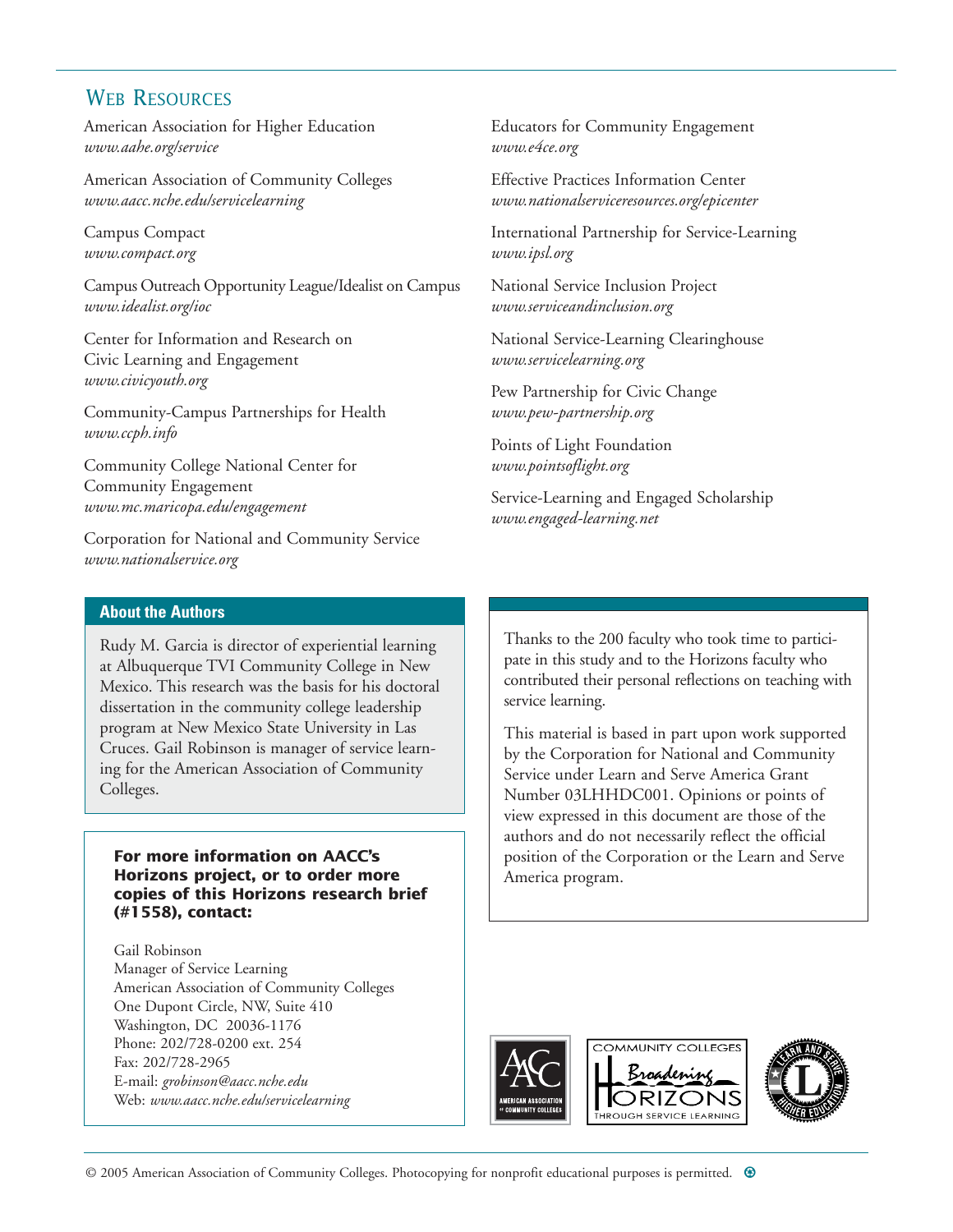## Web Resources

American Association for Higher Education
*www.aahe.org/service*

American Association of Community Colleges
*www.aacc.nche.edu/servicelearning*

Campus Compact
*www.compact.org*

Campus Outreach Opportunity League/Idealist on Campus
*www.idealist.org/ioc*

Center for Information and Research on Civic Learning and Engagement
*www.civicyouth.org*

Community-Campus Partnerships for Health
*www.ccph.info*

Community College National Center for Community Engagement
*www.mc.maricopa.edu/engagement*

Corporation for National and Community Service
*www.nationalservice.org*

Educators for Community Engagement
*www.e4ce.org*

Effective Practices Information Center
*www.nationalserviceresources.org/epicenter*

International Partnership for Service-Learning
*www.ipsl.org*

National Service Inclusion Project
*www.serviceandinclusion.org*

National Service-Learning Clearinghouse
*www.servicelearning.org*

Pew Partnership for Civic Change
*www.pew-partnership.org*

Points of Light Foundation
*www.pointsoflight.org*

Service-Learning and Engaged Scholarship
*www.engaged-learning.net*

### About the Authors

Rudy M. Garcia is director of experiential learning at Albuquerque TVI Community College in New Mexico. This research was the basis for his doctoral dissertation in the community college leadership program at New Mexico State University in Las Cruces. Gail Robinson is manager of service learning for the American Association of Community Colleges.

**For more information on AACC's Horizons project, or to order more copies of this Horizons research brief (#1558), contact:**

Gail Robinson
Manager of Service Learning
American Association of Community Colleges
One Dupont Circle, NW, Suite 410
Washington, DC 20036-1176
Phone: 202/728-0200 ext. 254
Fax: 202/728-2965
E-mail: *grobinson@aacc.nche.edu*
Web: *www.aacc.nche.edu/servicelearning*

Thanks to the 200 faculty who took time to participate in this study and to the Horizons faculty who contributed their personal reflections on teaching with service learning.

This material is based in part upon work supported by the Corporation for National and Community Service under Learn and Serve America Grant Number 03LHHDC001. Opinions or points of view expressed in this document are those of the authors and do not necessarily reflect the official position of the Corporation or the Learn and Serve America program.

© 2005 American Association of Community Colleges. Photocopying for nonprofit educational purposes is permitted.